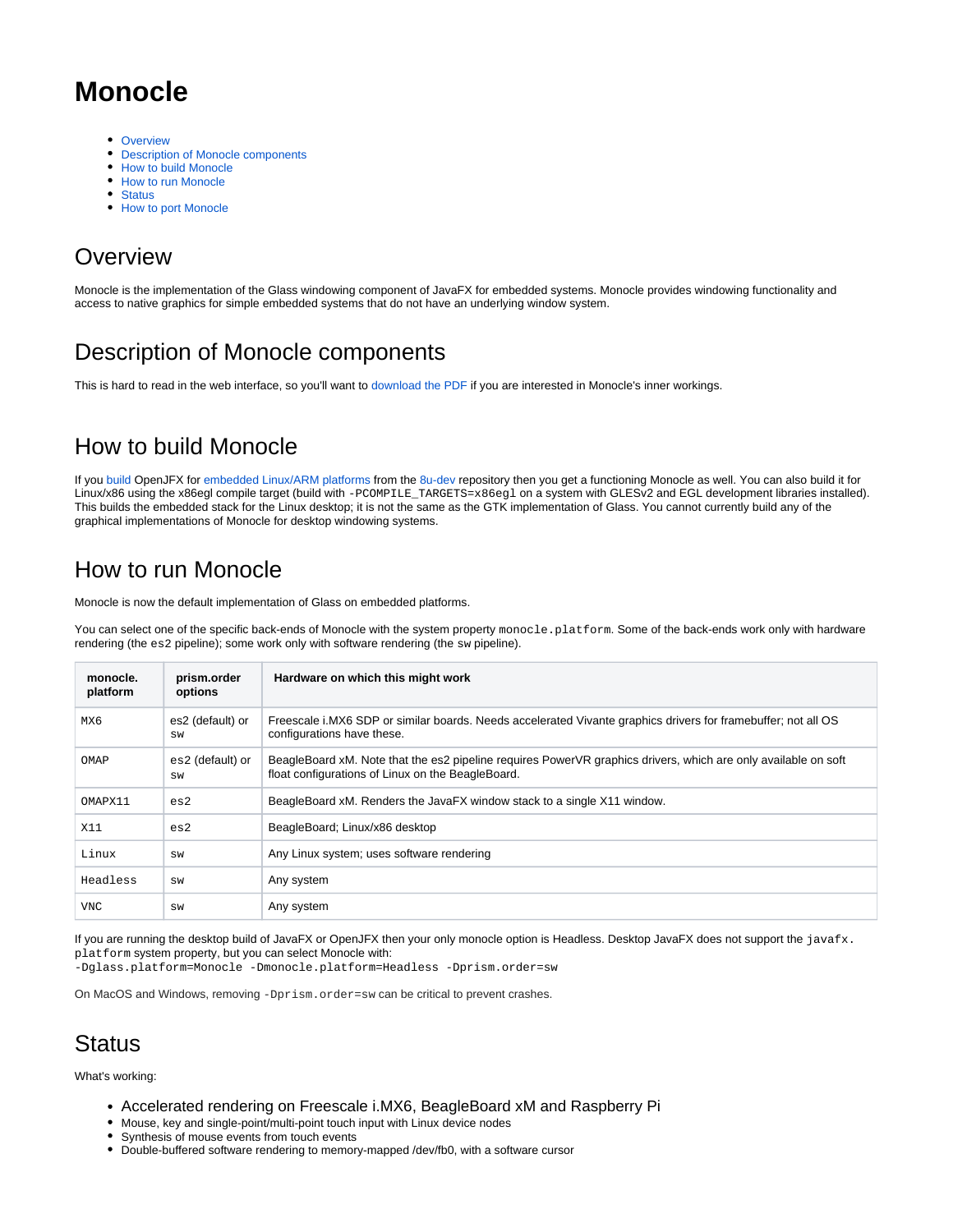# Monocle

- Overview
- Description of Monocle components
- How to build Monocle
- How to run Monocle
- Status
- How to port Monocle

## Overview

Monocle is the implementation of the Glass windowing component of JavaFX for embedded systems. Monocle provides windowing functionality and access to native graphics for simple embedded systems that do not have an underlying window system.

## Description of Monocle components

This is hard to read in the web interface, so you'll want to download the PDF if you are interested in Monocle's inner workings.

## How to build Monocle

If you build OpenJFX for embedded Linux/ARM platforms from the 8u-dev repository then you get a functioning Monocle as well. You can also build it for Linux/x86 using the x86egl compile target (build with `-PCOMPILE_TARGETS=x86egl` on a system with GLESv2 and EGL development libraries installed). This builds the embedded stack for the Linux desktop; it is not the same as the GTK implementation of Glass. You cannot currently build any of the graphical implementations of Monocle for desktop windowing systems.

## How to run Monocle

Monocle is now the default implementation of Glass on embedded platforms.

You can select one of the specific back-ends of Monocle with the system property `monocle.platform`. Some of the back-ends work only with hardware rendering (the `es2` pipeline); some work only with software rendering (the `sw` pipeline).

| monocle.platform | prism.order options | Hardware on which this might work |
|---|---|---|
| `MX6` | `es2` (default) or `sw` | Freescale i.MX6 SDP or similar boards. Needs accelerated Vivante graphics drivers for framebuffer; not all OS configurations have these. |
| `OMAP` | `es2` (default) or `sw` | BeagleBoard xM. Note that the es2 pipeline requires PowerVR graphics drivers, which are only available on soft float configurations of Linux on the BeagleBoard. |
| `OMAPX11` | `es2` | BeagleBoard xM. Renders the JavaFX window stack to a single X11 window. |
| `X11` | `es2` | BeagleBoard; Linux/x86 desktop |
| `Linux` | `sw` | Any Linux system; uses software rendering |
| `Headless` | `sw` | Any system |
| `VNC` | `sw` | Any system |

If you are running the desktop build of JavaFX or OpenJFX then your only monocle option is Headless. Desktop JavaFX does not support the `javafx.platform` system property, but you can select Monocle with:
`-Dglass.platform=Monocle -Dmonocle.platform=Headless -Dprism.order=sw`

On MacOS and Windows, removing `-Dprism.order=sw` can be critical to prevent crashes.

## Status

What's working:

- Accelerated rendering on Freescale i.MX6, BeagleBoard xM and Raspberry Pi
- Mouse, key and single-point/multi-point touch input with Linux device nodes
- Synthesis of mouse events from touch events
- Double-buffered software rendering to memory-mapped /dev/fb0, with a software cursor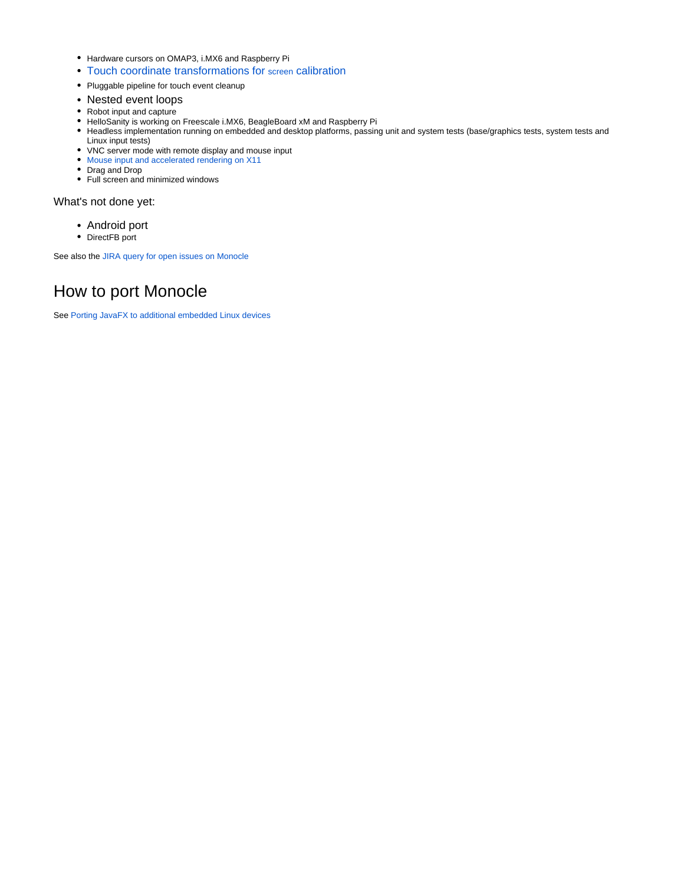- Hardware cursors on OMAP3, i.MX6 and Raspberry Pi
- Touch coordinate transformations for screen calibration
- Pluggable pipeline for touch event cleanup
- Nested event loops
- Robot input and capture
- HelloSanity is working on Freescale i.MX6, BeagleBoard xM and Raspberry Pi
- Headless implementation running on embedded and desktop platforms, passing unit and system tests (base/graphics tests, system tests and Linux input tests)
- VNC server mode with remote display and mouse input
- Mouse input and accelerated rendering on X11
- Drag and Drop
- Full screen and minimized windows

What's not done yet:

- Android port
- DirectFB port

See also the JIRA query for open issues on Monocle

# How to port Monocle

See Porting JavaFX to additional embedded Linux devices